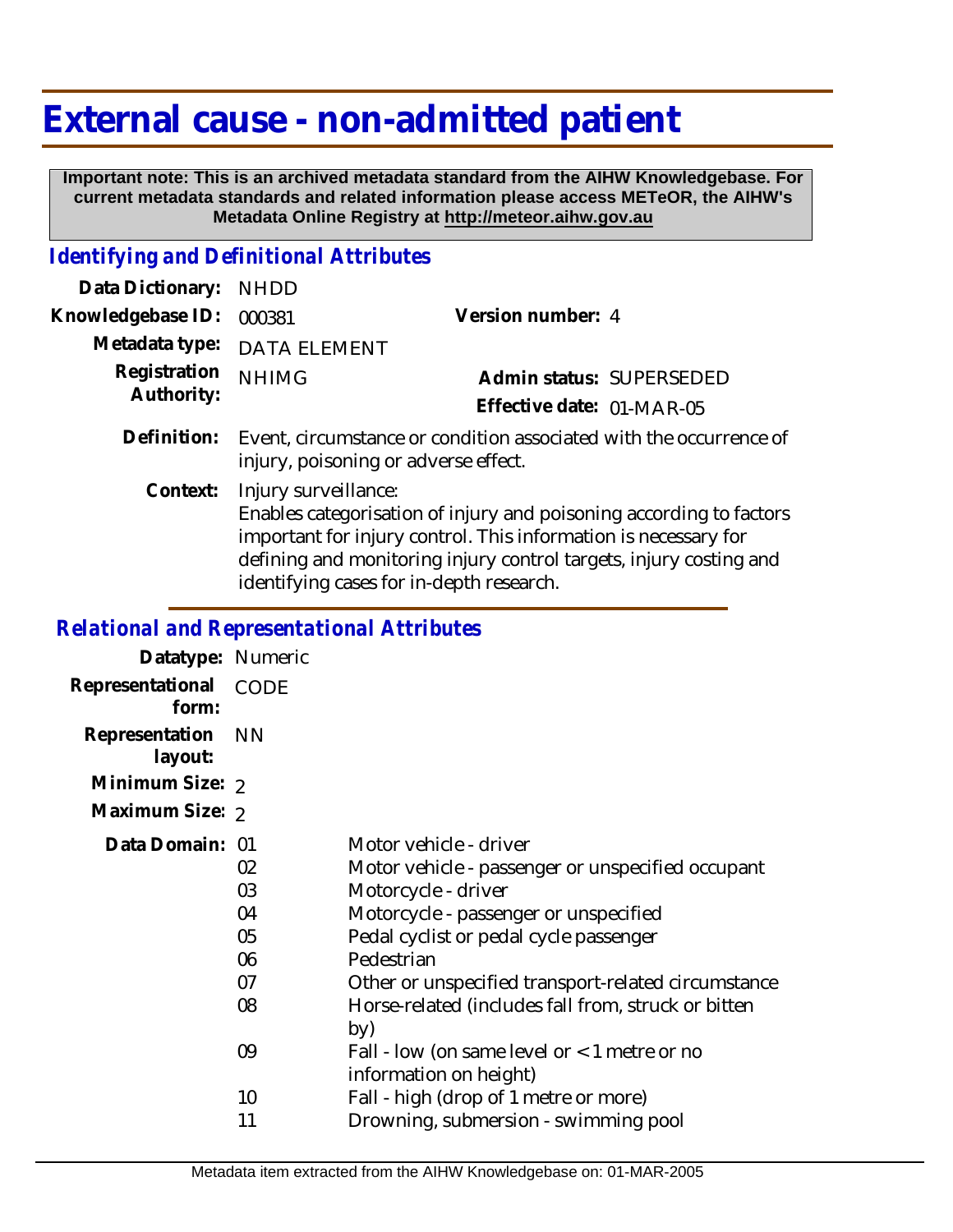# External cause - non-admitted patient

**Important note: This is an archived metadata standard from the AIHW Knowledgebase. For current metadata standards and related information please access METeOR, the AIHW's Metadata Online Registry at http://meteor.aihw.gov.au**

## *Identifying and Definitional Attributes*

**Data Dictionary:** NHDD

**Knowledgebase ID:** 000381

**Version number:** 4

**Metadata type:** DATA ELEMENT

**Registration Authority:** NHIMG

**Admin status:** SUPERSEDED

**Effective date:** 01-MAR-05

**Definition:** Event, circumstance or condition associated with the occurrence of injury, poisoning or adverse effect.

**Context:** Injury surveillance:
Enables categorisation of injury and poisoning according to factors important for injury control. This information is necessary for defining and monitoring injury control targets, injury costing and identifying cases for in-depth research.

## *Relational and Representational Attributes*

**Datatype:** Numeric

**Representational form:** CODE

**Representation layout:** NN

**Minimum Size:** 2

**Maximum Size:** 2

**Data Domain:**

| Code | Description |
|---|---|
| 01 | Motor vehicle - driver |
| 02 | Motor vehicle - passenger or unspecified occupant |
| 03 | Motorcycle - driver |
| 04 | Motorcycle - passenger or unspecified |
| 05 | Pedal cyclist or pedal cycle passenger |
| 06 | Pedestrian |
| 07 | Other or unspecified transport-related circumstance |
| 08 | Horse-related (includes fall from, struck or bitten by) |
| 09 | Fall - low (on same level or < 1 metre or no information on height) |
| 10 | Fall - high (drop of 1 metre or more) |
| 11 | Drowning, submersion - swimming pool |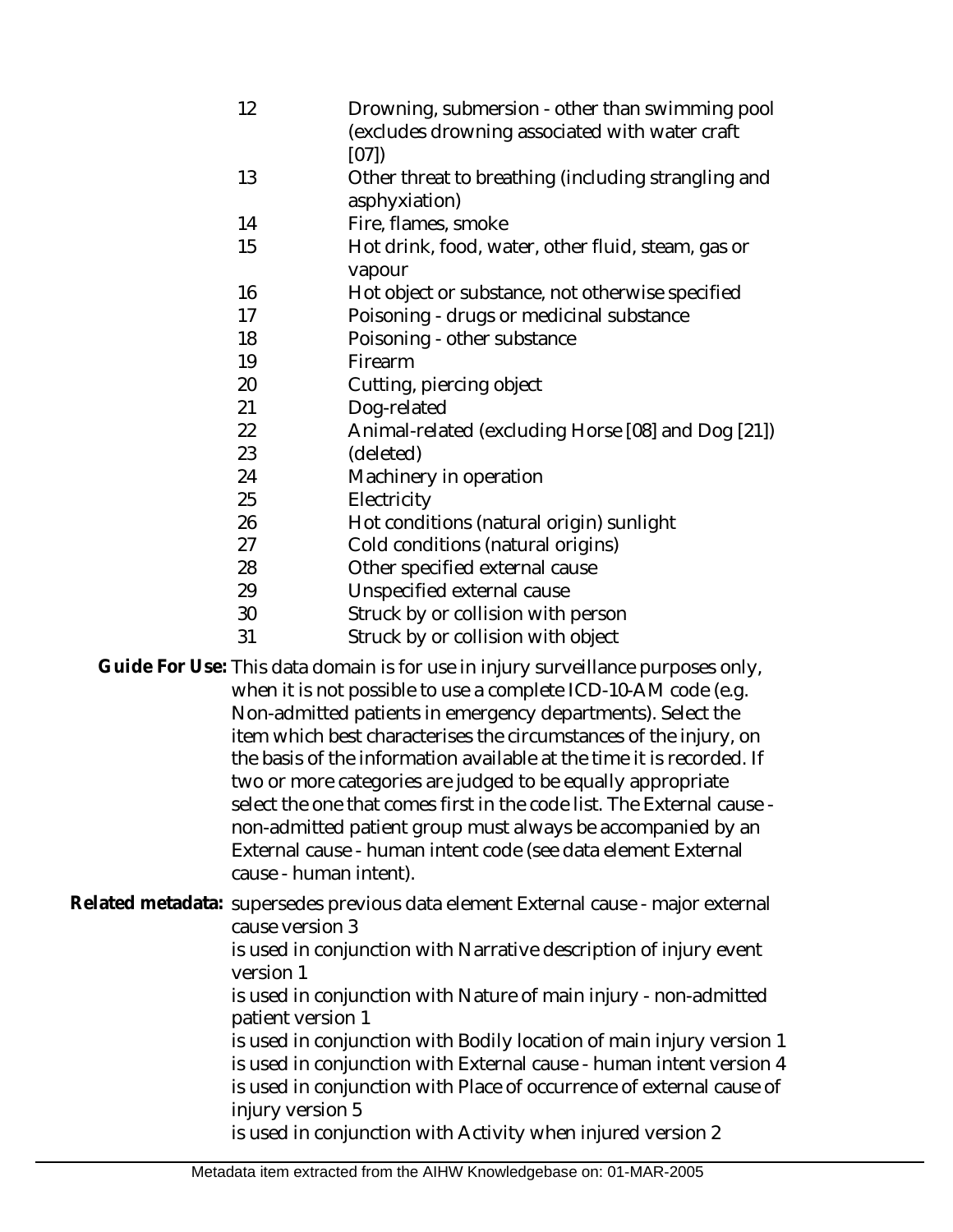| | |
|---|---|
| 12 | Drowning, submersion - other than swimming pool (excludes drowning associated with water craft [07]) |
| 13 | Other threat to breathing (including strangling and asphyxiation) |
| 14 | Fire, flames, smoke |
| 15 | Hot drink, food, water, other fluid, steam, gas or vapour |
| 16 | Hot object or substance, not otherwise specified |
| 17 | Poisoning - drugs or medicinal substance |
| 18 | Poisoning - other substance |
| 19 | Firearm |
| 20 | Cutting, piercing object |
| 21 | Dog-related |
| 22 | Animal-related (excluding Horse [08] and Dog [21]) |
| 23 | (deleted) |
| 24 | Machinery in operation |
| 25 | Electricity |
| 26 | Hot conditions (natural origin) sunlight |
| 27 | Cold conditions (natural origins) |
| 28 | Other specified external cause |
| 29 | Unspecified external cause |
| 30 | Struck by or collision with person |
| 31 | Struck by or collision with object |

**Guide For Use:** This data domain is for use in injury surveillance purposes only, when it is not possible to use a complete ICD-10-AM code (e.g. Non-admitted patients in emergency departments). Select the item which best characterises the circumstances of the injury, on the basis of the information available at the time it is recorded. If two or more categories are judged to be equally appropriate select the one that comes first in the code list. The External cause - non-admitted patient group must always be accompanied by an External cause - human intent code (see data element External cause - human intent).

**Related metadata:** supersedes previous data element External cause - major external cause version 3
is used in conjunction with Narrative description of injury event version 1
is used in conjunction with Nature of main injury - non-admitted patient version 1
is used in conjunction with Bodily location of main injury version 1
is used in conjunction with External cause - human intent version 4
is used in conjunction with Place of occurrence of external cause of injury version 5
is used in conjunction with Activity when injured version 2

Metadata item extracted from the AIHW Knowledgebase on: 01-MAR-2005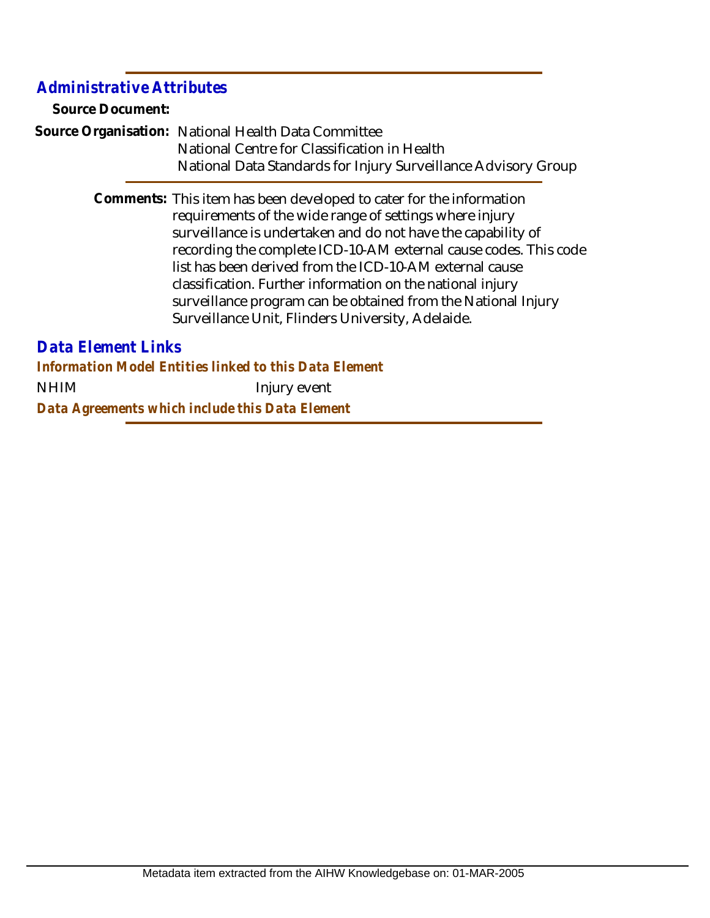## Administrative Attributes

**Source Document:**

**Source Organisation:** National Health Data Committee
National Centre for Classification in Health
National Data Standards for Injury Surveillance Advisory Group

**Comments:** This item has been developed to cater for the information requirements of the wide range of settings where injury surveillance is undertaken and do not have the capability of recording the complete ICD-10-AM external cause codes. This code list has been derived from the ICD-10-AM external cause classification. Further information on the national injury surveillance program can be obtained from the National Injury Surveillance Unit, Flinders University, Adelaide.

## Data Element Links

### *Information Model Entities linked to this Data Element*

NHIM Injury event

### *Data Agreements which include this Data Element*

Metadata item extracted from the AIHW Knowledgebase on: 01-MAR-2005